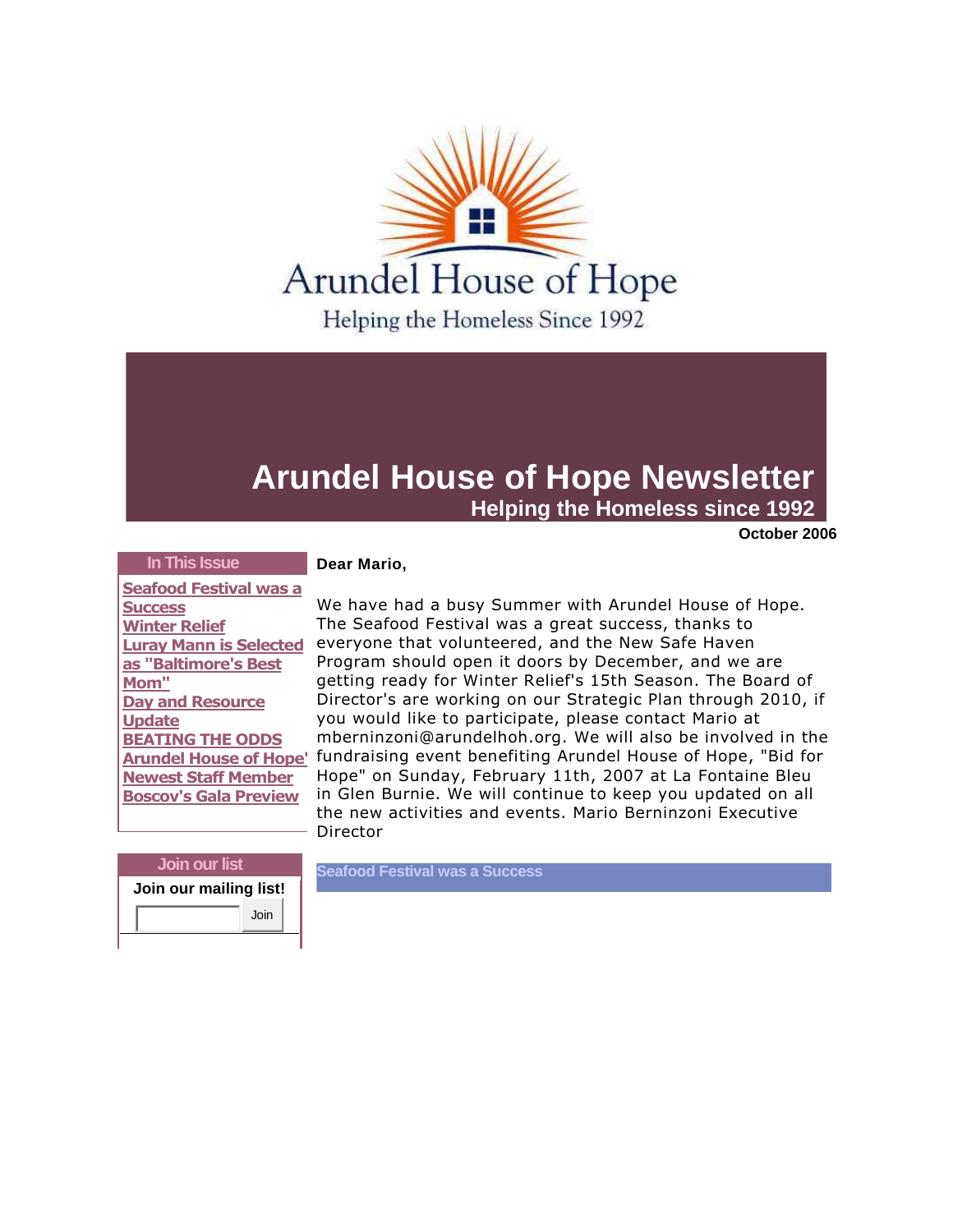Arundel House of Hope

Helping the Homeless Since 1992

# Arundel House of Hope Newsletter

## Helping the Homeless since 1992

**October 2006**

**In This Issue**

- Seafood Festival was a Success
- Winter Relief
- Luray Mann is Selected as "Baltimore's Best Mom"
- Day and Resource Update
- BEATING THE ODDS
- Arundel House of Hope' Newest Staff Member
- Boscov's Gala Preview

**Join our list**

**Join our mailing list!**

Join

**Dear Mario,**

We have had a busy Summer with Arundel House of Hope. The Seafood Festival was a great success, thanks to everyone that volunteered, and the New Safe Haven Program should open it doors by December, and we are getting ready for Winter Relief's 15th Season. The Board of Director's are working on our Strategic Plan through 2010, if you would like to participate, please contact Mario at mberninzoni@arundelhoh.org. We will also be involved in the fundraising event benefiting Arundel House of Hope, "Bid for Hope" on Sunday, February 11th, 2007 at La Fontaine Bleu in Glen Burnie. We will continue to keep you updated on all the new activities and events. Mario Berninzoni Executive Director

### Seafood Festival was a Success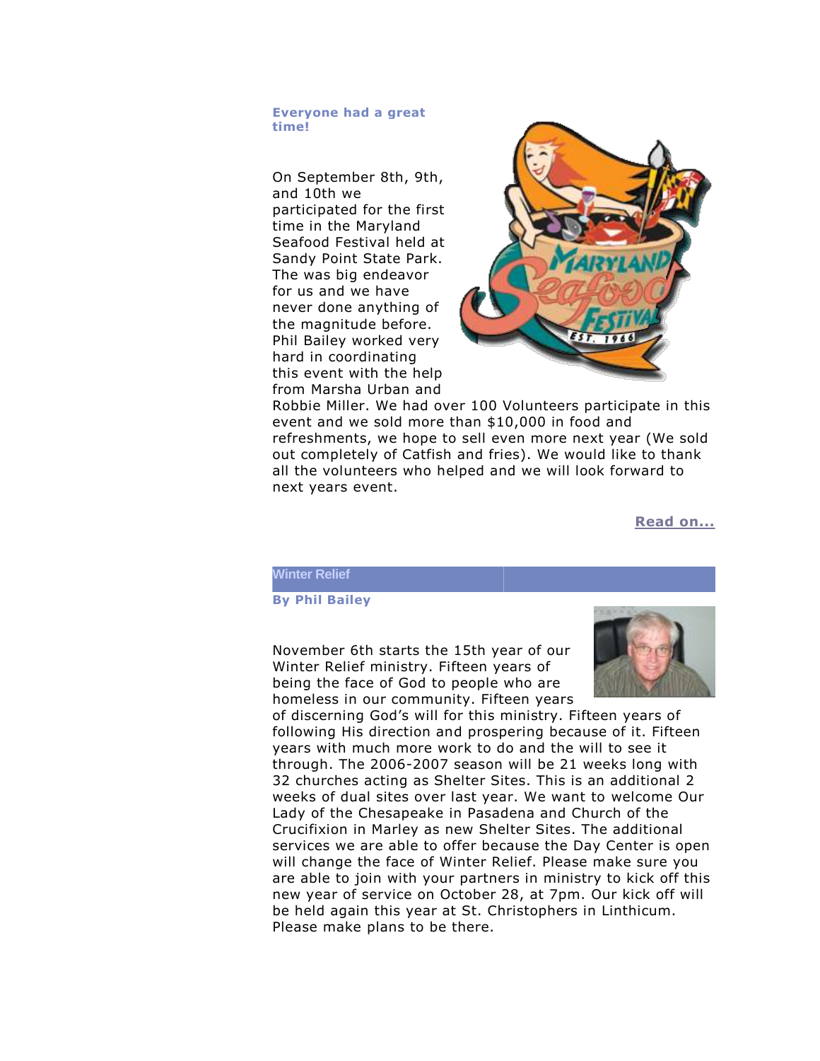**Everyone had a great time!**

On September 8th, 9th, and 10th we participated for the first time in the Maryland Seafood Festival held at Sandy Point State Park. The was big endeavor for us and we have never done anything of the magnitude before. Phil Bailey worked very hard in coordinating this event with the help from Marsha Urban and Robbie Miller. We had over 100 Volunteers participate in this event and we sold more than $10,000 in food and refreshments, we hope to sell even more next year (We sold out completely of Catfish and fries). We would like to thank all the volunteers who helped and we will look forward to next years event.

**Read on...**

## Winter Relief

**By Phil Bailey**

November 6th starts the 15th year of our Winter Relief ministry. Fifteen years of being the face of God to people who are homeless in our community. Fifteen years of discerning God's will for this ministry. Fifteen years of following His direction and prospering because of it. Fifteen years with much more work to do and the will to see it through. The 2006-2007 season will be 21 weeks long with 32 churches acting as Shelter Sites. This is an additional 2 weeks of dual sites over last year. We want to welcome Our Lady of the Chesapeake in Pasadena and Church of the Crucifixion in Marley as new Shelter Sites. The additional services we are able to offer because the Day Center is open will change the face of Winter Relief. Please make sure you are able to join with your partners in ministry to kick off this new year of service on October 28, at 7pm. Our kick off will be held again this year at St. Christophers in Linthicum. Please make plans to be there.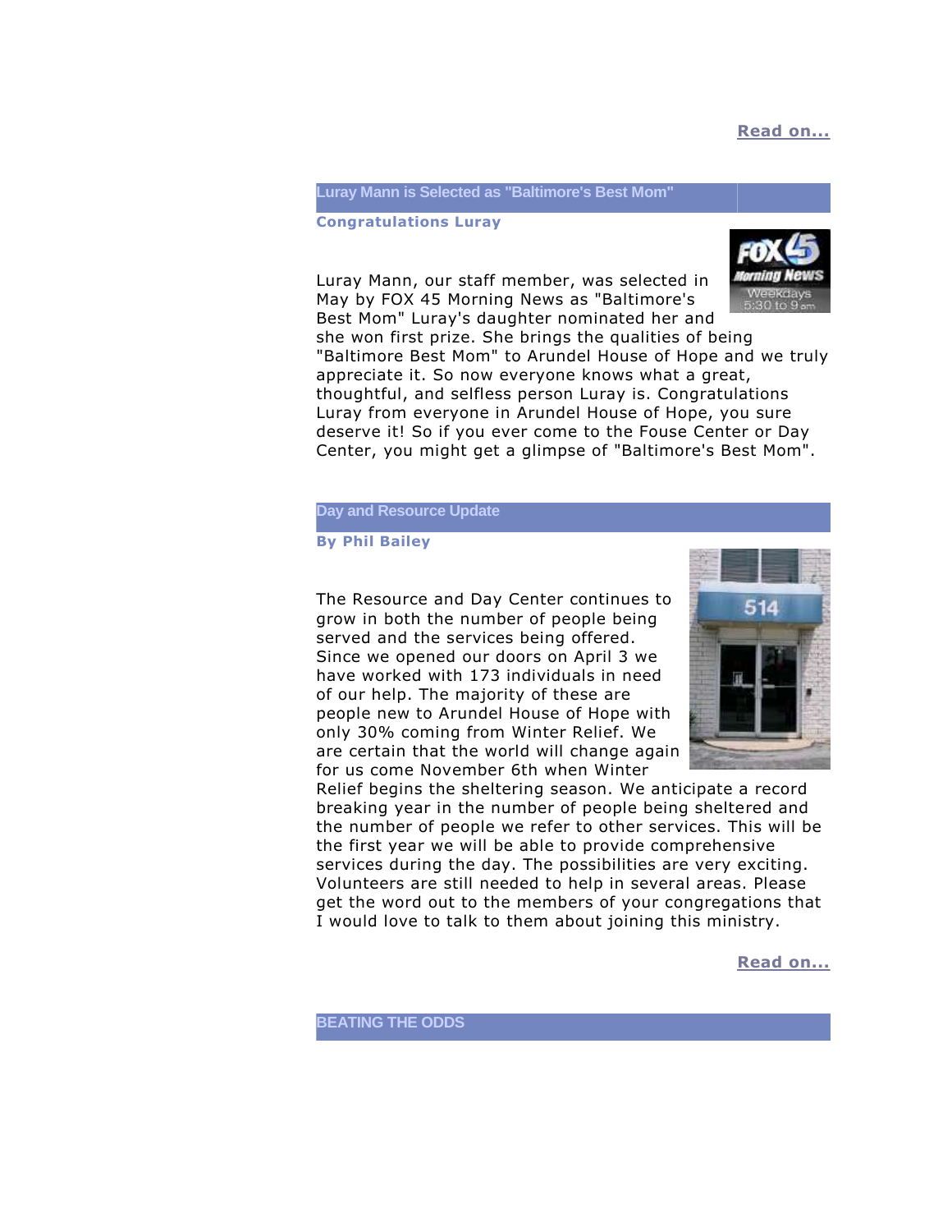**Read on...**

## Luray Mann is Selected as "Baltimore's Best Mom"

**Congratulations Luray**

Luray Mann, our staff member, was selected in May by FOX 45 Morning News as "Baltimore's Best Mom" Luray's daughter nominated her and she won first prize. She brings the qualities of being "Baltimore Best Mom" to Arundel House of Hope and we truly appreciate it. So now everyone knows what a great, thoughtful, and selfless person Luray is. Congratulations Luray from everyone in Arundel House of Hope, you sure deserve it! So if you ever come to the Fouse Center or Day Center, you might get a glimpse of "Baltimore's Best Mom".

## Day and Resource Update

**By Phil Bailey**

The Resource and Day Center continues to grow in both the number of people being served and the services being offered. Since we opened our doors on April 3 we have worked with 173 individuals in need of our help. The majority of these are people new to Arundel House of Hope with only 30% coming from Winter Relief. We are certain that the world will change again for us come November 6th when Winter Relief begins the sheltering season. We anticipate a record breaking year in the number of people being sheltered and the number of people we refer to other services. This will be the first year we will be able to provide comprehensive services during the day. The possibilities are very exciting. Volunteers are still needed to help in several areas. Please get the word out to the members of your congregations that I would love to talk to them about joining this ministry.

**Read on...**

## BEATING THE ODDS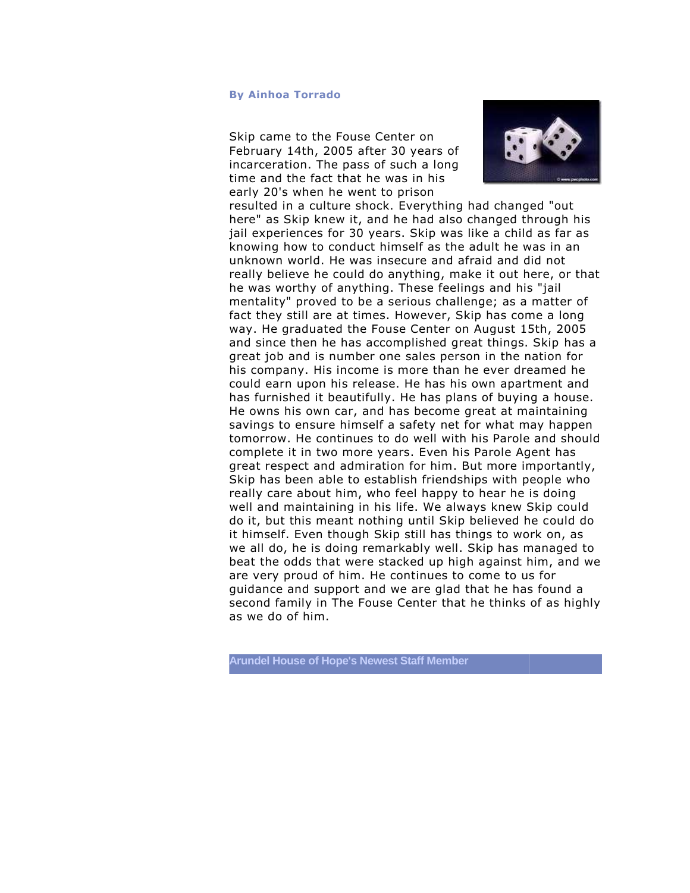**By Ainhoa Torrado**

Skip came to the Fouse Center on February 14th, 2005 after 30 years of incarceration. The pass of such a long time and the fact that he was in his early 20's when he went to prison resulted in a culture shock. Everything had changed "out here" as Skip knew it, and he had also changed through his jail experiences for 30 years. Skip was like a child as far as knowing how to conduct himself as the adult he was in an unknown world. He was insecure and afraid and did not really believe he could do anything, make it out here, or that he was worthy of anything. These feelings and his "jail mentality" proved to be a serious challenge; as a matter of fact they still are at times. However, Skip has come a long way. He graduated the Fouse Center on August 15th, 2005 and since then he has accomplished great things. Skip has a great job and is number one sales person in the nation for his company. His income is more than he ever dreamed he could earn upon his release. He has his own apartment and has furnished it beautifully. He has plans of buying a house. He owns his own car, and has become great at maintaining savings to ensure himself a safety net for what may happen tomorrow. He continues to do well with his Parole and should complete it in two more years. Even his Parole Agent has great respect and admiration for him. But more importantly, Skip has been able to establish friendships with people who really care about him, who feel happy to hear he is doing well and maintaining in his life. We always knew Skip could do it, but this meant nothing until Skip believed he could do it himself. Even though Skip still has things to work on, as we all do, he is doing remarkably well. Skip has managed to beat the odds that were stacked up high against him, and we are very proud of him. He continues to come to us for guidance and support and we are glad that he has found a second family in The Fouse Center that he thinks of as highly as we do of him.

## Arundel House of Hope's Newest Staff Member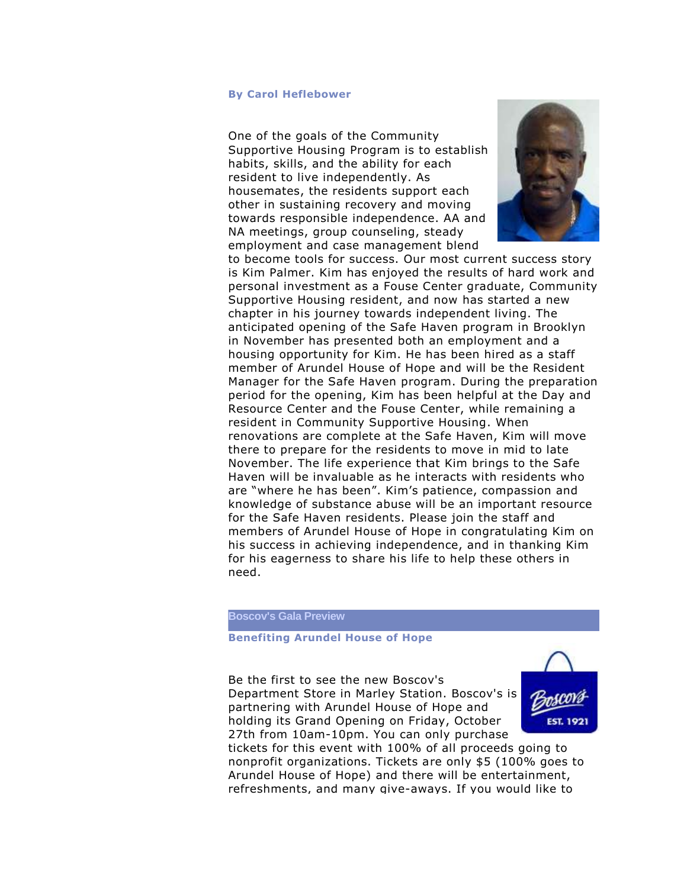**By Carol Heflebower**

One of the goals of the Community Supportive Housing Program is to establish habits, skills, and the ability for each resident to live independently. As housemates, the residents support each other in sustaining recovery and moving towards responsible independence. AA and NA meetings, group counseling, steady employment and case management blend to become tools for success. Our most current success story is Kim Palmer. Kim has enjoyed the results of hard work and personal investment as a Fouse Center graduate, Community Supportive Housing resident, and now has started a new chapter in his journey towards independent living. The anticipated opening of the Safe Haven program in Brooklyn in November has presented both an employment and a housing opportunity for Kim. He has been hired as a staff member of Arundel House of Hope and will be the Resident Manager for the Safe Haven program. During the preparation period for the opening, Kim has been helpful at the Day and Resource Center and the Fouse Center, while remaining a resident in Community Supportive Housing. When renovations are complete at the Safe Haven, Kim will move there to prepare for the residents to move in mid to late November. The life experience that Kim brings to the Safe Haven will be invaluable as he interacts with residents who are "where he has been". Kim's patience, compassion and knowledge of substance abuse will be an important resource for the Safe Haven residents. Please join the staff and members of Arundel House of Hope in congratulating Kim on his success in achieving independence, and in thanking Kim for his eagerness to share his life to help these others in need.

## Boscov's Gala Preview

**Benefiting Arundel House of Hope**

Be the first to see the new Boscov's Department Store in Marley Station. Boscov's is partnering with Arundel House of Hope and holding its Grand Opening on Friday, October 27th from 10am-10pm. You can only purchase tickets for this event with 100% of all proceeds going to nonprofit organizations. Tickets are only $5 (100% goes to Arundel House of Hope) and there will be entertainment, refreshments, and many give-aways. If you would like to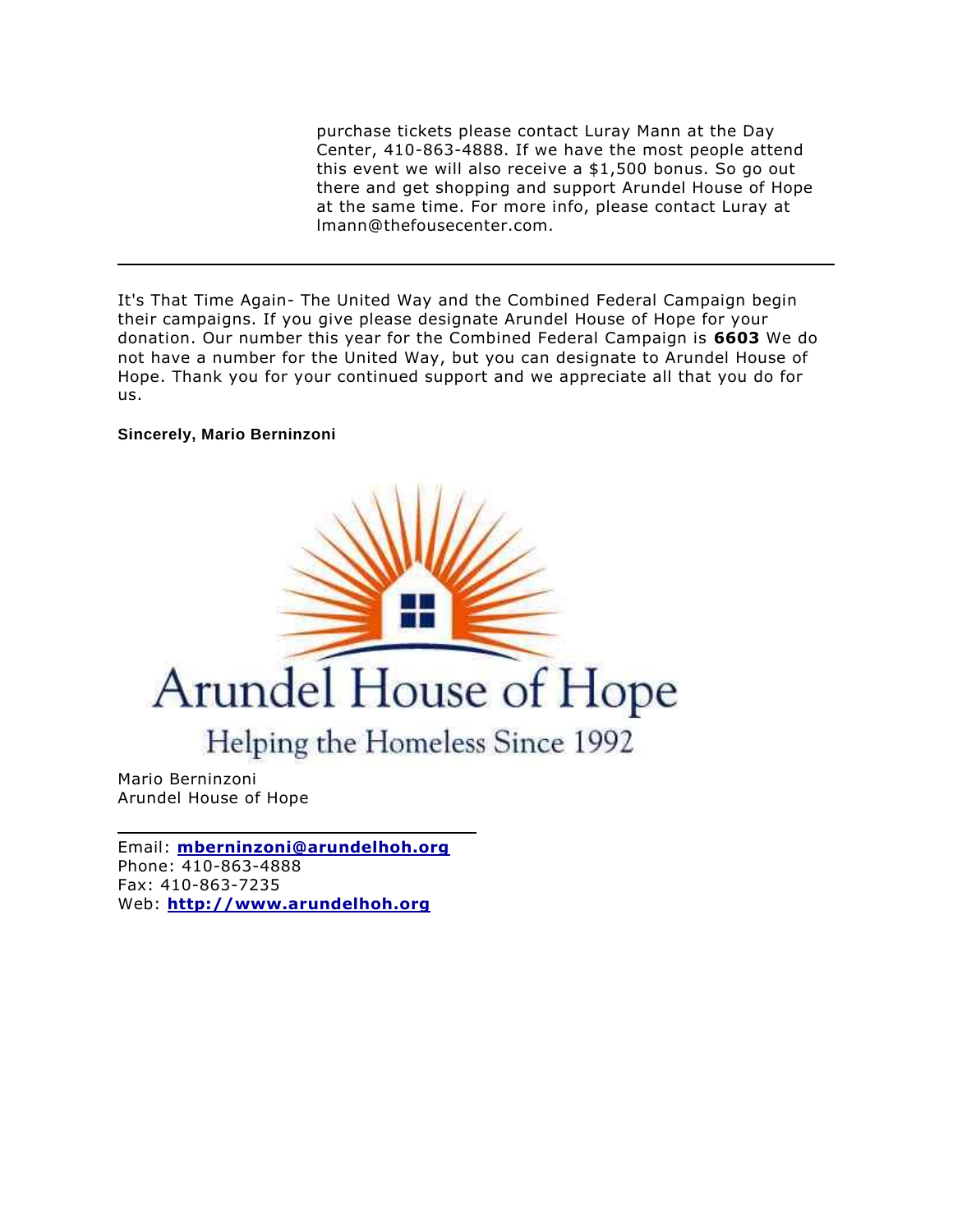purchase tickets please contact Luray Mann at the Day Center, 410-863-4888. If we have the most people attend this event we will also receive a $1,500 bonus. So go out there and get shopping and support Arundel House of Hope at the same time. For more info, please contact Luray at lmann@thefousecenter.com.

---

It's That Time Again- The United Way and the Combined Federal Campaign begin their campaigns. If you give please designate Arundel House of Hope for your donation. Our number this year for the Combined Federal Campaign is **6603** We do not have a number for the United Way, but you can designate to Arundel House of Hope. Thank you for your continued support and we appreciate all that you do for us.

**Sincerely, Mario Berninzoni**

Arundel House of Hope

Helping the Homeless Since 1992

Mario Berninzoni
Arundel House of Hope

---

Email: **mberninzoni@arundelhoh.org**
Phone: 410-863-4888
Fax: 410-863-7235
Web: **http://www.arundelhoh.org**